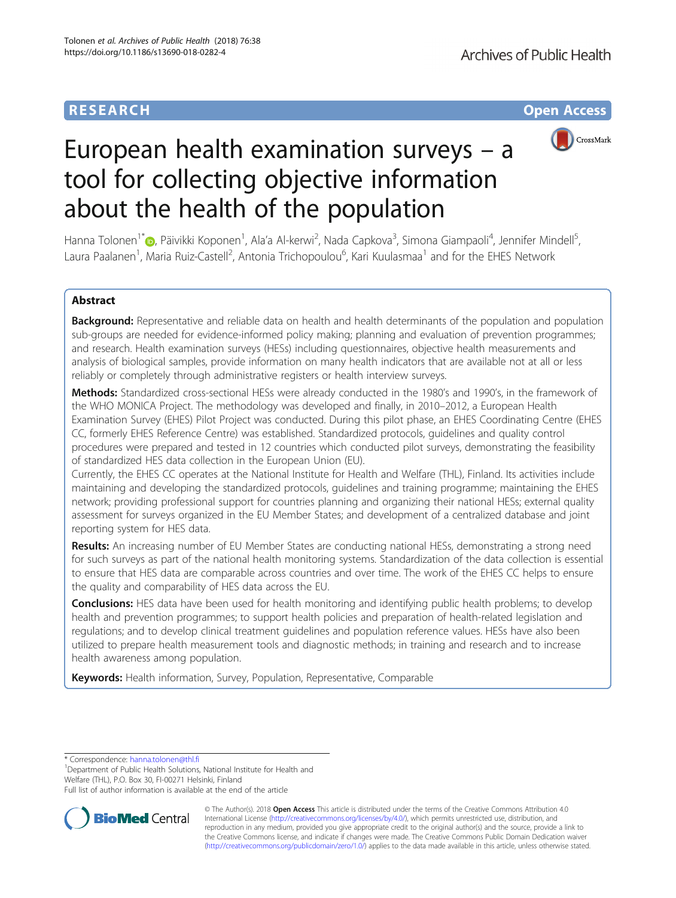RESEARCH Open Access

# European health examination surveys – a tool for collecting objective information about the health of the population

Hanna Tolonen[1*], Päivikki Koponen[1], Ala'a Al-kerwi[2], Nada Capkova[3], Simona Giampaoli[4], Jennifer Mindell[5], Laura Paalanen[1], Maria Ruiz-Castell[2], Antonia Trichopoulou[6], Kari Kuulasmaa[1] and for the EHES Network

## Abstract

**Background:** Representative and reliable data on health and health determinants of the population and population sub-groups are needed for evidence-informed policy making; planning and evaluation of prevention programmes; and research. Health examination surveys (HESs) including questionnaires, objective health measurements and analysis of biological samples, provide information on many health indicators that are available not at all or less reliably or completely through administrative registers or health interview surveys.

**Methods:** Standardized cross-sectional HESs were already conducted in the 1980's and 1990's, in the framework of the WHO MONICA Project. The methodology was developed and finally, in 2010–2012, a European Health Examination Survey (EHES) Pilot Project was conducted. During this pilot phase, an EHES Coordinating Centre (EHES CC, formerly EHES Reference Centre) was established. Standardized protocols, guidelines and quality control procedures were prepared and tested in 12 countries which conducted pilot surveys, demonstrating the feasibility of standardized HES data collection in the European Union (EU).

Currently, the EHES CC operates at the National Institute for Health and Welfare (THL), Finland. Its activities include maintaining and developing the standardized protocols, guidelines and training programme; maintaining the EHES network; providing professional support for countries planning and organizing their national HESs; external quality assessment for surveys organized in the EU Member States; and development of a centralized database and joint reporting system for HES data.

**Results:** An increasing number of EU Member States are conducting national HESs, demonstrating a strong need for such surveys as part of the national health monitoring systems. Standardization of the data collection is essential to ensure that HES data are comparable across countries and over time. The work of the EHES CC helps to ensure the quality and comparability of HES data across the EU.

**Conclusions:** HES data have been used for health monitoring and identifying public health problems; to develop health and prevention programmes; to support health policies and preparation of health-related legislation and regulations; and to develop clinical treatment guidelines and population reference values. HESs have also been utilized to prepare health measurement tools and diagnostic methods; in training and research and to increase health awareness among population.

**Keywords:** Health information, Survey, Population, Representative, Comparable

\* Correspondence: hanna.tolonen@thl.fi

[1]Department of Public Health Solutions, National Institute for Health and Welfare (THL), P.O. Box 30, FI-00271 Helsinki, Finland

Full list of author information is available at the end of the article

© The Author(s). 2018 **Open Access** This article is distributed under the terms of the Creative Commons Attribution 4.0 International License (http://creativecommons.org/licenses/by/4.0/), which permits unrestricted use, distribution, and reproduction in any medium, provided you give appropriate credit to the original author(s) and the source, provide a link to the Creative Commons license, and indicate if changes were made. The Creative Commons Public Domain Dedication waiver (http://creativecommons.org/publicdomain/zero/1.0/) applies to the data made available in this article, unless otherwise stated.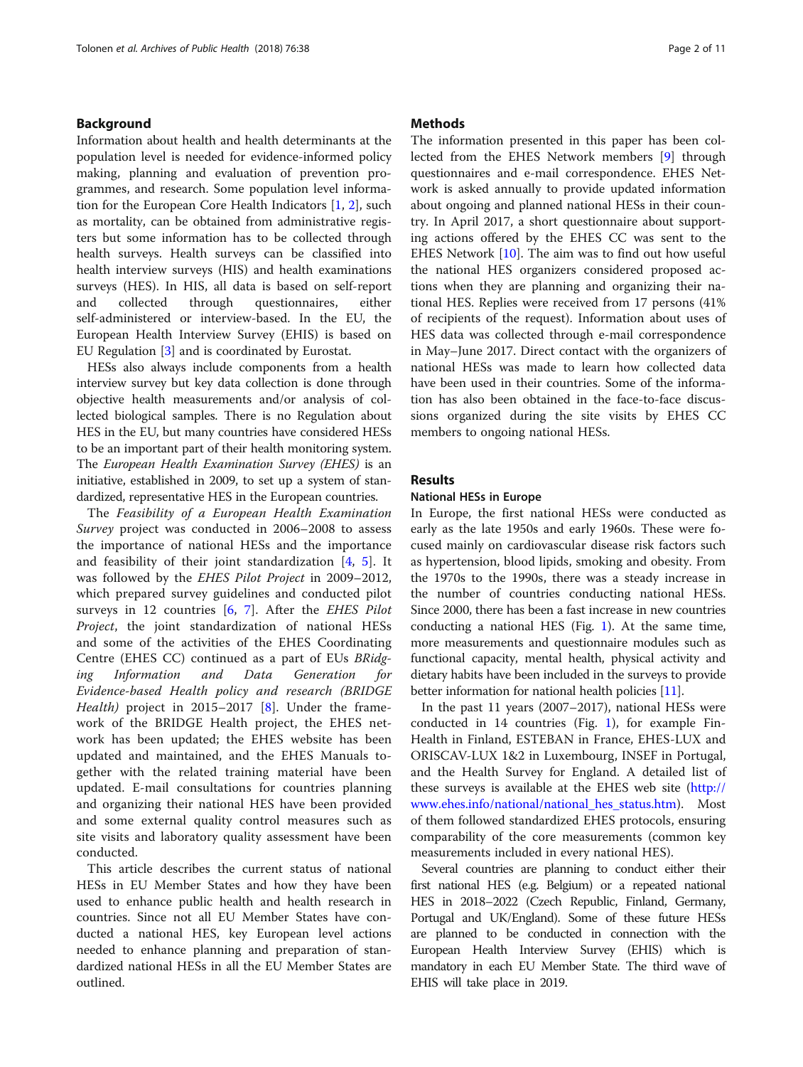## Background

Information about health and health determinants at the population level is needed for evidence-informed policy making, planning and evaluation of prevention programmes, and research. Some population level information for the European Core Health Indicators [1, 2], such as mortality, can be obtained from administrative registers but some information has to be collected through health surveys. Health surveys can be classified into health interview surveys (HIS) and health examinations surveys (HES). In HIS, all data is based on self-report and collected through questionnaires, either self-administered or interview-based. In the EU, the European Health Interview Survey (EHIS) is based on EU Regulation [3] and is coordinated by Eurostat.

HESs also always include components from a health interview survey but key data collection is done through objective health measurements and/or analysis of collected biological samples. There is no Regulation about HES in the EU, but many countries have considered HESs to be an important part of their health monitoring system. The *European Health Examination Survey (EHES)* is an initiative, established in 2009, to set up a system of standardized, representative HES in the European countries.

The *Feasibility of a European Health Examination Survey* project was conducted in 2006–2008 to assess the importance of national HESs and the importance and feasibility of their joint standardization [4, 5]. It was followed by the *EHES Pilot Project* in 2009–2012, which prepared survey guidelines and conducted pilot surveys in 12 countries [6, 7]. After the *EHES Pilot Project*, the joint standardization of national HESs and some of the activities of the EHES Coordinating Centre (EHES CC) continued as a part of EUs *BRidging Information and Data Generation for Evidence-based Health policy and research (BRIDGE Health)* project in 2015–2017 [8]. Under the framework of the BRIDGE Health project, the EHES network has been updated; the EHES website has been updated and maintained, and the EHES Manuals together with the related training material have been updated. E-mail consultations for countries planning and organizing their national HES have been provided and some external quality control measures such as site visits and laboratory quality assessment have been conducted.

This article describes the current status of national HESs in EU Member States and how they have been used to enhance public health and health research in countries. Since not all EU Member States have conducted a national HES, key European level actions needed to enhance planning and preparation of standardized national HESs in all the EU Member States are outlined.

## Methods

The information presented in this paper has been collected from the EHES Network members [9] through questionnaires and e-mail correspondence. EHES Network is asked annually to provide updated information about ongoing and planned national HESs in their country. In April 2017, a short questionnaire about supporting actions offered by the EHES CC was sent to the EHES Network [10]. The aim was to find out how useful the national HES organizers considered proposed actions when they are planning and organizing their national HES. Replies were received from 17 persons (41% of recipients of the request). Information about uses of HES data was collected through e-mail correspondence in May–June 2017. Direct contact with the organizers of national HESs was made to learn how collected data have been used in their countries. Some of the information has also been obtained in the face-to-face discussions organized during the site visits by EHES CC members to ongoing national HESs.

## Results

### National HESs in Europe

In Europe, the first national HESs were conducted as early as the late 1950s and early 1960s. These were focused mainly on cardiovascular disease risk factors such as hypertension, blood lipids, smoking and obesity. From the 1970s to the 1990s, there was a steady increase in the number of countries conducting national HESs. Since 2000, there has been a fast increase in new countries conducting a national HES (Fig. 1). At the same time, more measurements and questionnaire modules such as functional capacity, mental health, physical activity and dietary habits have been included in the surveys to provide better information for national health policies [11].

In the past 11 years (2007–2017), national HESs were conducted in 14 countries (Fig. 1), for example FinHealth in Finland, ESTEBAN in France, EHES-LUX and ORISCAV-LUX 1&2 in Luxembourg, INSEF in Portugal, and the Health Survey for England. A detailed list of these surveys is available at the EHES web site (http://www.ehes.info/national/national_hes_status.htm). Most of them followed standardized EHES protocols, ensuring comparability of the core measurements (common key measurements included in every national HES).

Several countries are planning to conduct either their first national HES (e.g. Belgium) or a repeated national HES in 2018–2022 (Czech Republic, Finland, Germany, Portugal and UK/England). Some of these future HESs are planned to be conducted in connection with the European Health Interview Survey (EHIS) which is mandatory in each EU Member State. The third wave of EHIS will take place in 2019.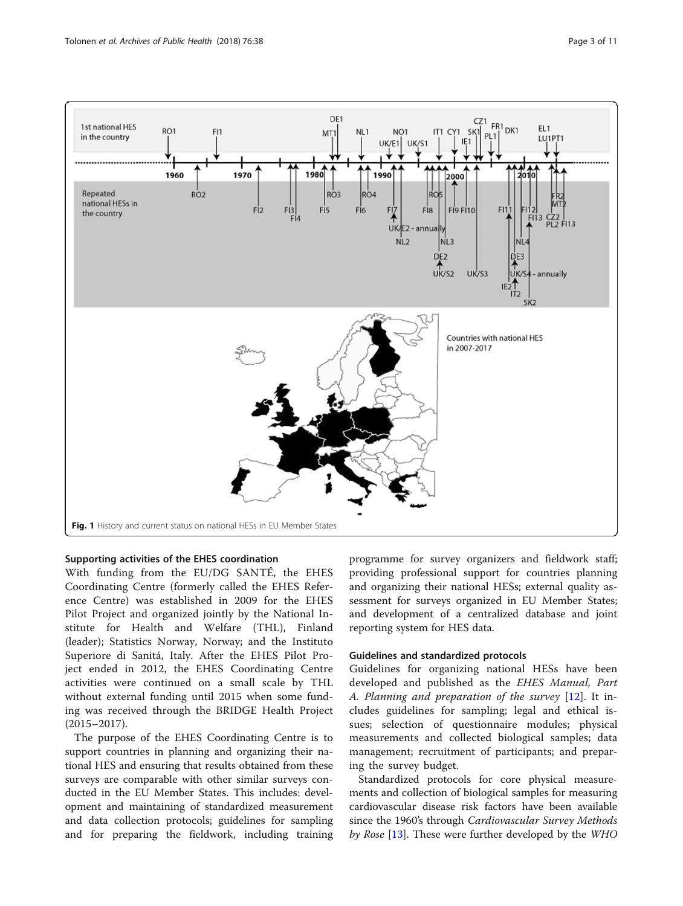Fig. 1 History and current status on national HESs in EU Member States

#### Supporting activities of the EHES coordination

With funding from the EU/DG SANTÉ, the EHES Coordinating Centre (formerly called the EHES Reference Centre) was established in 2009 for the EHES Pilot Project and organized jointly by the National Institute for Health and Welfare (THL), Finland (leader); Statistics Norway, Norway; and the Instituto Superiore di Sanitá, Italy. After the EHES Pilot Project ended in 2012, the EHES Coordinating Centre activities were continued on a small scale by THL without external funding until 2015 when some funding was received through the BRIDGE Health Project (2015–2017).

The purpose of the EHES Coordinating Centre is to support countries in planning and organizing their national HES and ensuring that results obtained from these surveys are comparable with other similar surveys conducted in the EU Member States. This includes: development and maintaining of standardized measurement and data collection protocols; guidelines for sampling and for preparing the fieldwork, including training programme for survey organizers and fieldwork staff; providing professional support for countries planning and organizing their national HESs; external quality assessment for surveys organized in EU Member States; and development of a centralized database and joint reporting system for HES data.

#### Guidelines and standardized protocols

Guidelines for organizing national HESs have been developed and published as the *EHES Manual, Part A. Planning and preparation of the survey* [12]. It includes guidelines for sampling; legal and ethical issues; selection of questionnaire modules; physical measurements and collected biological samples; data management; recruitment of participants; and preparing the survey budget.

Standardized protocols for core physical measurements and collection of biological samples for measuring cardiovascular disease risk factors have been available since the 1960's through *Cardiovascular Survey Methods by Rose* [13]. These were further developed by the *WHO*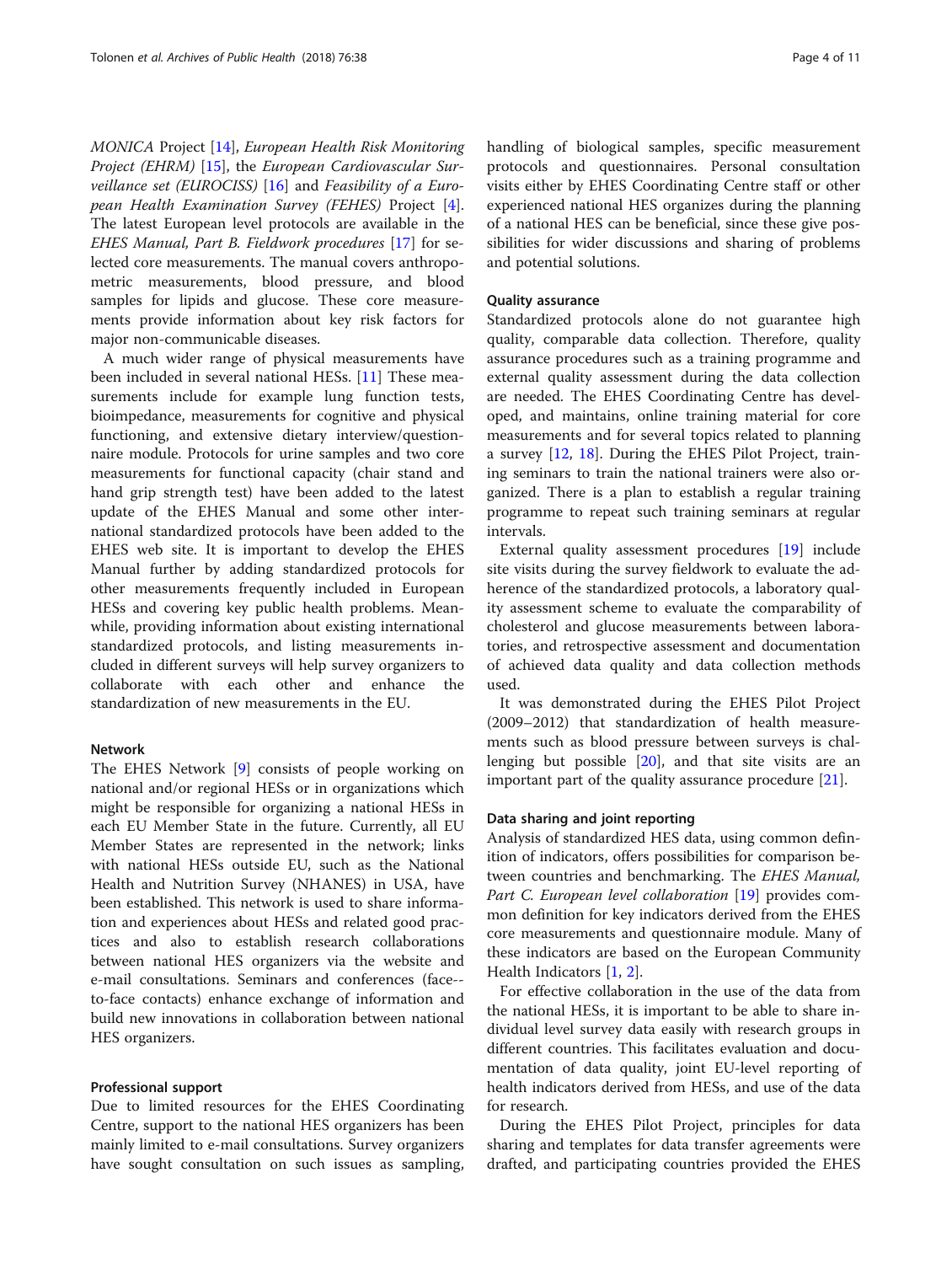*MONICA* Project [14], *European Health Risk Monitoring Project (EHRM)* [15], the *European Cardiovascular Surveillance set (EUROCISS)* [16] and *Feasibility of a European Health Examination Survey (FEHES)* Project [4]. The latest European level protocols are available in the *EHES Manual, Part B. Fieldwork procedures* [17] for selected core measurements. The manual covers anthropometric measurements, blood pressure, and blood samples for lipids and glucose. These core measurements provide information about key risk factors for major non-communicable diseases.

A much wider range of physical measurements have been included in several national HESs. [11] These measurements include for example lung function tests, bioimpedance, measurements for cognitive and physical functioning, and extensive dietary interview/questionnaire module. Protocols for urine samples and two core measurements for functional capacity (chair stand and hand grip strength test) have been added to the latest update of the EHES Manual and some other international standardized protocols have been added to the EHES web site. It is important to develop the EHES Manual further by adding standardized protocols for other measurements frequently included in European HESs and covering key public health problems. Meanwhile, providing information about existing international standardized protocols, and listing measurements included in different surveys will help survey organizers to collaborate with each other and enhance the standardization of new measurements in the EU.

#### Network

The EHES Network [9] consists of people working on national and/or regional HESs or in organizations which might be responsible for organizing a national HESs in each EU Member State in the future. Currently, all EU Member States are represented in the network; links with national HESs outside EU, such as the National Health and Nutrition Survey (NHANES) in USA, have been established. This network is used to share information and experiences about HESs and related good practices and also to establish research collaborations between national HES organizers via the website and e-mail consultations. Seminars and conferences (face-to-face contacts) enhance exchange of information and build new innovations in collaboration between national HES organizers.

#### Professional support

Due to limited resources for the EHES Coordinating Centre, support to the national HES organizers has been mainly limited to e-mail consultations. Survey organizers have sought consultation on such issues as sampling, handling of biological samples, specific measurement protocols and questionnaires. Personal consultation visits either by EHES Coordinating Centre staff or other experienced national HES organizes during the planning of a national HES can be beneficial, since these give possibilities for wider discussions and sharing of problems and potential solutions.

#### Quality assurance

Standardized protocols alone do not guarantee high quality, comparable data collection. Therefore, quality assurance procedures such as a training programme and external quality assessment during the data collection are needed. The EHES Coordinating Centre has developed, and maintains, online training material for core measurements and for several topics related to planning a survey [12, 18]. During the EHES Pilot Project, training seminars to train the national trainers were also organized. There is a plan to establish a regular training programme to repeat such training seminars at regular intervals.

External quality assessment procedures [19] include site visits during the survey fieldwork to evaluate the adherence of the standardized protocols, a laboratory quality assessment scheme to evaluate the comparability of cholesterol and glucose measurements between laboratories, and retrospective assessment and documentation of achieved data quality and data collection methods used.

It was demonstrated during the EHES Pilot Project (2009–2012) that standardization of health measurements such as blood pressure between surveys is challenging but possible [20], and that site visits are an important part of the quality assurance procedure [21].

#### Data sharing and joint reporting

Analysis of standardized HES data, using common definition of indicators, offers possibilities for comparison between countries and benchmarking. The *EHES Manual, Part C. European level collaboration* [19] provides common definition for key indicators derived from the EHES core measurements and questionnaire module. Many of these indicators are based on the European Community Health Indicators [1, 2].

For effective collaboration in the use of the data from the national HESs, it is important to be able to share individual level survey data easily with research groups in different countries. This facilitates evaluation and documentation of data quality, joint EU-level reporting of health indicators derived from HESs, and use of the data for research.

During the EHES Pilot Project, principles for data sharing and templates for data transfer agreements were drafted, and participating countries provided the EHES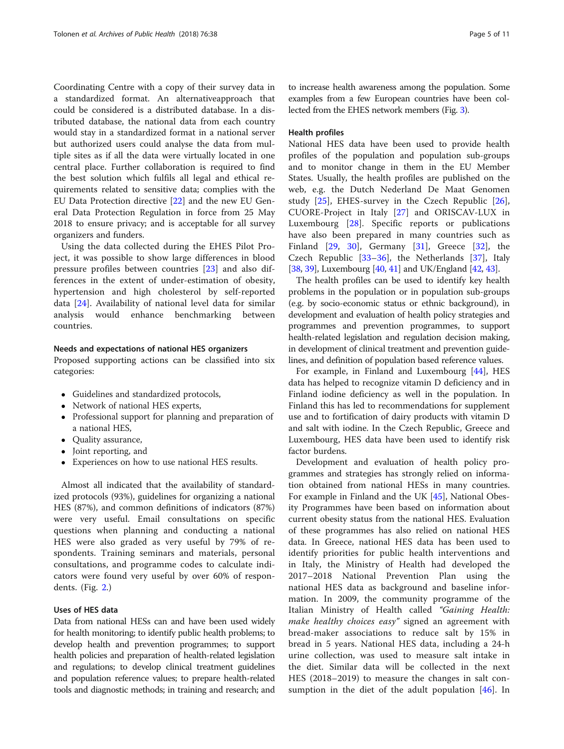Coordinating Centre with a copy of their survey data in a standardized format. An alternativeapproach that could be considered is a distributed database. In a distributed database, the national data from each country would stay in a standardized format in a national server but authorized users could analyse the data from multiple sites as if all the data were virtually located in one central place. Further collaboration is required to find the best solution which fulfils all legal and ethical requirements related to sensitive data; complies with the EU Data Protection directive [22] and the new EU General Data Protection Regulation in force from 25 May 2018 to ensure privacy; and is acceptable for all survey organizers and funders.

Using the data collected during the EHES Pilot Project, it was possible to show large differences in blood pressure profiles between countries [23] and also differences in the extent of under-estimation of obesity, hypertension and high cholesterol by self-reported data [24]. Availability of national level data for similar analysis would enhance benchmarking between countries.

### Needs and expectations of national HES organizers

Proposed supporting actions can be classified into six categories:

- Guidelines and standardized protocols,
- Network of national HES experts,
- Professional support for planning and preparation of a national HES,
- Quality assurance,
- Joint reporting, and
- Experiences on how to use national HES results.

Almost all indicated that the availability of standardized protocols (93%), guidelines for organizing a national HES (87%), and common definitions of indicators (87%) were very useful. Email consultations on specific questions when planning and conducting a national HES were also graded as very useful by 79% of respondents. Training seminars and materials, personal consultations, and programme codes to calculate indicators were found very useful by over 60% of respondents. (Fig. 2.)

### Uses of HES data

Data from national HESs can and have been used widely for health monitoring; to identify public health problems; to develop health and prevention programmes; to support health policies and preparation of health-related legislation and regulations; to develop clinical treatment guidelines and population reference values; to prepare health-related tools and diagnostic methods; in training and research; and to increase health awareness among the population. Some examples from a few European countries have been collected from the EHES network members (Fig. 3).

### Health profiles

National HES data have been used to provide health profiles of the population and population sub-groups and to monitor change in them in the EU Member States. Usually, the health profiles are published on the web, e.g. the Dutch Nederland De Maat Genomen study [25], EHES-survey in the Czech Republic [26], CUORE-Project in Italy [27] and ORISCAV-LUX in Luxembourg [28]. Specific reports or publications have also been prepared in many countries such as Finland [29, 30], Germany [31], Greece [32], the Czech Republic [33–36], the Netherlands [37], Italy [38, 39], Luxembourg [40, 41] and UK/England [42, 43].

The health profiles can be used to identify key health problems in the population or in population sub-groups (e.g. by socio-economic status or ethnic background), in development and evaluation of health policy strategies and programmes and prevention programmes, to support health-related legislation and regulation decision making, in development of clinical treatment and prevention guidelines, and definition of population based reference values.

For example, in Finland and Luxembourg [44], HES data has helped to recognize vitamin D deficiency and in Finland iodine deficiency as well in the population. In Finland this has led to recommendations for supplement use and to fortification of dairy products with vitamin D and salt with iodine. In the Czech Republic, Greece and Luxembourg, HES data have been used to identify risk factor burdens.

Development and evaluation of health policy programmes and strategies has strongly relied on information obtained from national HESs in many countries. For example in Finland and the UK [45], National Obesity Programmes have been based on information about current obesity status from the national HES. Evaluation of these programmes has also relied on national HES data. In Greece, national HES data has been used to identify priorities for public health interventions and in Italy, the Ministry of Health had developed the 2017–2018 National Prevention Plan using the national HES data as background and baseline information. In 2009, the community programme of the Italian Ministry of Health called *"Gaining Health: make healthy choices easy"* signed an agreement with bread-maker associations to reduce salt by 15% in bread in 5 years. National HES data, including a 24-h urine collection, was used to measure salt intake in the diet. Similar data will be collected in the next HES (2018–2019) to measure the changes in salt consumption in the diet of the adult population [46]. In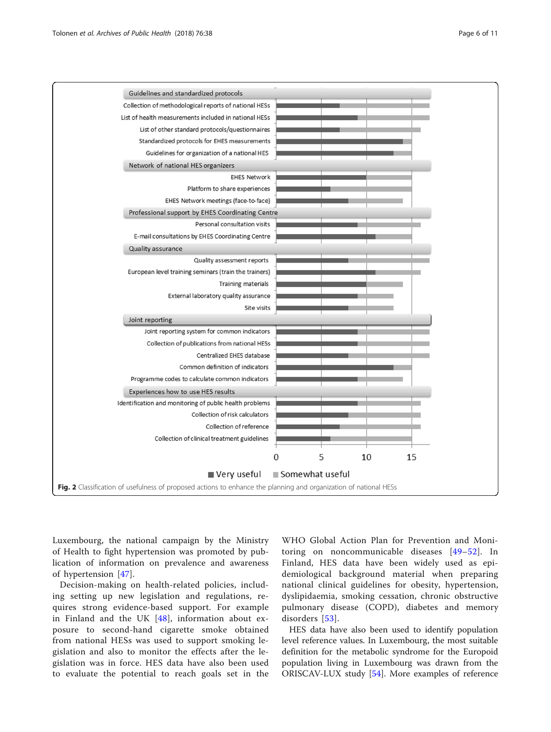Fig. 2 Classification of usefulness of proposed actions to enhance the planning and organization of national HESs

Luxembourg, the national campaign by the Ministry of Health to fight hypertension was promoted by publication of information on prevalence and awareness of hypertension [47].

Decision-making on health-related policies, including setting up new legislation and regulations, requires strong evidence-based support. For example in Finland and the UK [48], information about exposure to second-hand cigarette smoke obtained from national HESs was used to support smoking legislation and also to monitor the effects after the legislation was in force. HES data have also been used to evaluate the potential to reach goals set in the WHO Global Action Plan for Prevention and Monitoring on noncommunicable diseases [49–52]. In Finland, HES data have been widely used as epidemiological background material when preparing national clinical guidelines for obesity, hypertension, dyslipidaemia, smoking cessation, chronic obstructive pulmonary disease (COPD), diabetes and memory disorders [53].

HES data have also been used to identify population level reference values. In Luxembourg, the most suitable definition for the metabolic syndrome for the Europoid population living in Luxembourg was drawn from the ORISCAV-LUX study [54]. More examples of reference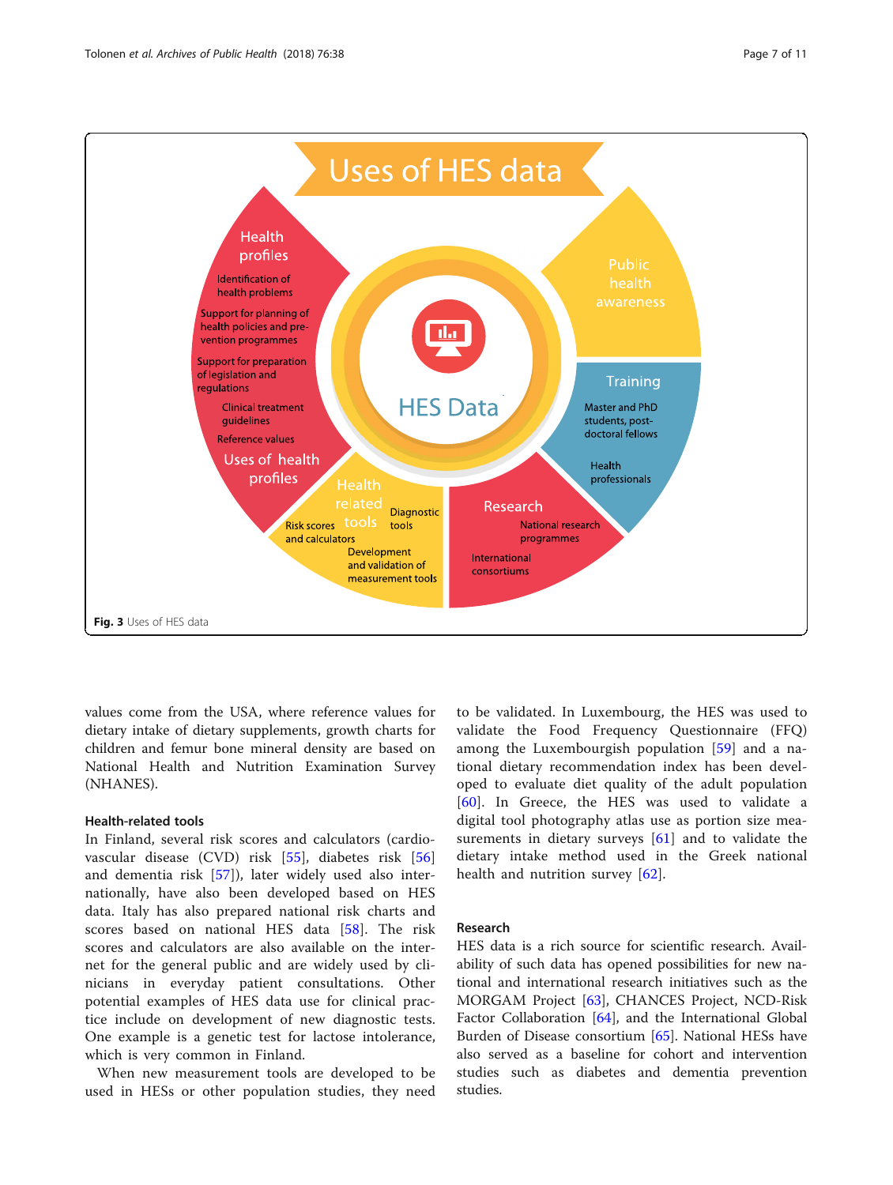Fig. 3 Uses of HES data

values come from the USA, where reference values for dietary intake of dietary supplements, growth charts for children and femur bone mineral density are based on National Health and Nutrition Examination Survey (NHANES).

### Health-related tools

In Finland, several risk scores and calculators (cardiovascular disease (CVD) risk [55], diabetes risk [56] and dementia risk [57]), later widely used also internationally, have also been developed based on HES data. Italy has also prepared national risk charts and scores based on national HES data [58]. The risk scores and calculators are also available on the internet for the general public and are widely used by clinicians in everyday patient consultations. Other potential examples of HES data use for clinical practice include on development of new diagnostic tests. One example is a genetic test for lactose intolerance, which is very common in Finland.

When new measurement tools are developed to be used in HESs or other population studies, they need to be validated. In Luxembourg, the HES was used to validate the Food Frequency Questionnaire (FFQ) among the Luxembourgish population [59] and a national dietary recommendation index has been developed to evaluate diet quality of the adult population [60]. In Greece, the HES was used to validate a digital tool photography atlas use as portion size measurements in dietary surveys [61] and to validate the dietary intake method used in the Greek national health and nutrition survey [62].

### Research

HES data is a rich source for scientific research. Availability of such data has opened possibilities for new national and international research initiatives such as the MORGAM Project [63], CHANCES Project, NCD-Risk Factor Collaboration [64], and the International Global Burden of Disease consortium [65]. National HESs have also served as a baseline for cohort and intervention studies such as diabetes and dementia prevention studies.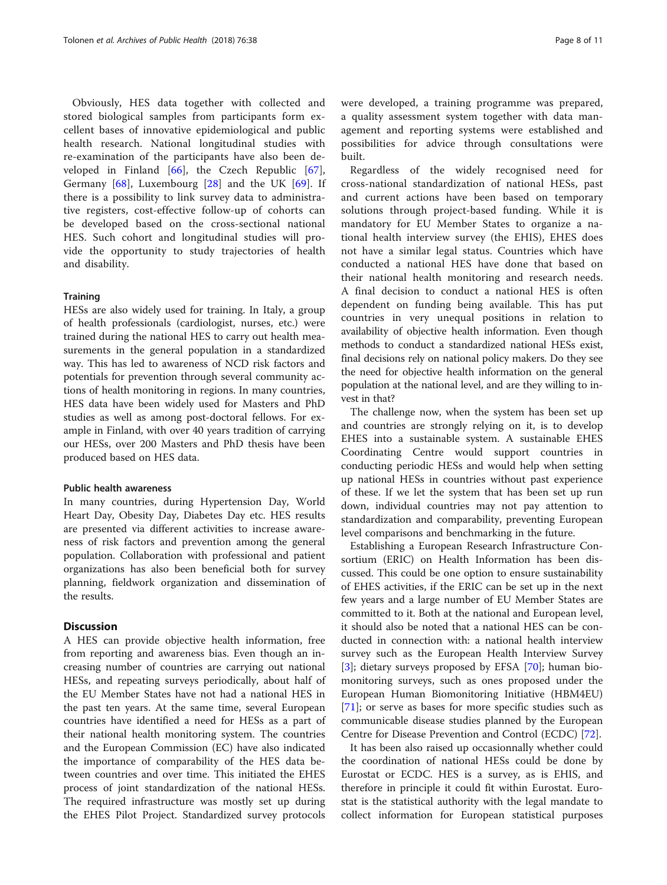Obviously, HES data together with collected and stored biological samples from participants form excellent bases of innovative epidemiological and public health research. National longitudinal studies with re-examination of the participants have also been developed in Finland [66], the Czech Republic [67], Germany [68], Luxembourg [28] and the UK [69]. If there is a possibility to link survey data to administrative registers, cost-effective follow-up of cohorts can be developed based on the cross-sectional national HES. Such cohort and longitudinal studies will provide the opportunity to study trajectories of health and disability.

### Training

HESs are also widely used for training. In Italy, a group of health professionals (cardiologist, nurses, etc.) were trained during the national HES to carry out health measurements in the general population in a standardized way. This has led to awareness of NCD risk factors and potentials for prevention through several community actions of health monitoring in regions. In many countries, HES data have been widely used for Masters and PhD studies as well as among post-doctoral fellows. For example in Finland, with over 40 years tradition of carrying our HESs, over 200 Masters and PhD thesis have been produced based on HES data.

### Public health awareness

In many countries, during Hypertension Day, World Heart Day, Obesity Day, Diabetes Day etc. HES results are presented via different activities to increase awareness of risk factors and prevention among the general population. Collaboration with professional and patient organizations has also been beneficial both for survey planning, fieldwork organization and dissemination of the results.

## Discussion

A HES can provide objective health information, free from reporting and awareness bias. Even though an increasing number of countries are carrying out national HESs, and repeating surveys periodically, about half of the EU Member States have not had a national HES in the past ten years. At the same time, several European countries have identified a need for HESs as a part of their national health monitoring system. The countries and the European Commission (EC) have also indicated the importance of comparability of the HES data between countries and over time. This initiated the EHES process of joint standardization of the national HESs. The required infrastructure was mostly set up during the EHES Pilot Project. Standardized survey protocols were developed, a training programme was prepared, a quality assessment system together with data management and reporting systems were established and possibilities for advice through consultations were built.

Regardless of the widely recognised need for cross-national standardization of national HESs, past and current actions have been based on temporary solutions through project-based funding. While it is mandatory for EU Member States to organize a national health interview survey (the EHIS), EHES does not have a similar legal status. Countries which have conducted a national HES have done that based on their national health monitoring and research needs. A final decision to conduct a national HES is often dependent on funding being available. This has put countries in very unequal positions in relation to availability of objective health information. Even though methods to conduct a standardized national HESs exist, final decisions rely on national policy makers. Do they see the need for objective health information on the general population at the national level, and are they willing to invest in that?

The challenge now, when the system has been set up and countries are strongly relying on it, is to develop EHES into a sustainable system. A sustainable EHES Coordinating Centre would support countries in conducting periodic HESs and would help when setting up national HESs in countries without past experience of these. If we let the system that has been set up run down, individual countries may not pay attention to standardization and comparability, preventing European level comparisons and benchmarking in the future.

Establishing a European Research Infrastructure Consortium (ERIC) on Health Information has been discussed. This could be one option to ensure sustainability of EHES activities, if the ERIC can be set up in the next few years and a large number of EU Member States are committed to it. Both at the national and European level, it should also be noted that a national HES can be conducted in connection with: a national health interview survey such as the European Health Interview Survey [3]; dietary surveys proposed by EFSA [70]; human biomonitoring surveys, such as ones proposed under the European Human Biomonitoring Initiative (HBM4EU) [71]; or serve as bases for more specific studies such as communicable disease studies planned by the European Centre for Disease Prevention and Control (ECDC) [72].

It has been also raised up occasionnally whether could the coordination of national HESs could be done by Eurostat or ECDC. HES is a survey, as is EHIS, and therefore in principle it could fit within Eurostat. Eurostat is the statistical authority with the legal mandate to collect information for European statistical purposes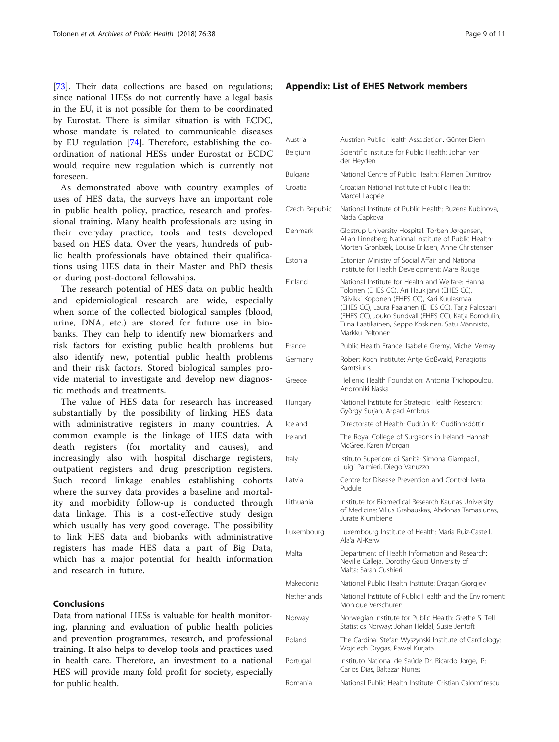[73]. Their data collections are based on regulations; since national HESs do not currently have a legal basis in the EU, it is not possible for them to be coordinated by Eurostat. There is similar situation is with ECDC, whose mandate is related to communicable diseases by EU regulation [74]. Therefore, establishing the co-ordination of national HESs under Eurostat or ECDC would require new regulation which is currently not foreseen.

As demonstrated above with country examples of uses of HES data, the surveys have an important role in public health policy, practice, research and professional training. Many health professionals are using in their everyday practice, tools and tests developed based on HES data. Over the years, hundreds of public health professionals have obtained their qualifications using HES data in their Master and PhD thesis or during post-doctoral fellowships.

The research potential of HES data on public health and epidemiological research are wide, especially when some of the collected biological samples (blood, urine, DNA, etc.) are stored for future use in biobanks. They can help to identify new biomarkers and risk factors for existing public health problems but also identify new, potential public health problems and their risk factors. Stored biological samples provide material to investigate and develop new diagnostic methods and treatments.

The value of HES data for research has increased substantially by the possibility of linking HES data with administrative registers in many countries. A common example is the linkage of HES data with death registers (for mortality and causes), and increasingly also with hospital discharge registers, outpatient registers and drug prescription registers. Such record linkage enables establishing cohorts where the survey data provides a baseline and mortality and morbidity follow-up is conducted through data linkage. This is a cost-effective study design which usually has very good coverage. The possibility to link HES data and biobanks with administrative registers has made HES data a part of Big Data, which has a major potential for health information and research in future.

## Conclusions

Data from national HESs is valuable for health monitoring, planning and evaluation of public health policies and prevention programmes, research, and professional training. It also helps to develop tools and practices used in health care. Therefore, an investment to a national HES will provide many fold profit for society, especially for public health.

## Appendix: List of EHES Network members

| | |
|---|---|
| Austria | Austrian Public Health Association: Günter Diem |
| Belgium | Scientific Institute for Public Health: Johan van der Heyden |
| Bulgaria | National Centre of Public Health: Plamen Dimitrov |
| Croatia | Croatian National Institute of Public Health: Marcel Lappée |
| Czech Republic | National Institute of Public Health: Ruzena Kubinova, Nada Capkova |
| Denmark | Glostrup University Hospital: Torben Jørgensen, Allan Linneberg National Institute of Public Health: Morten Grønbæk, Louise Eriksen, Anne Christensen |
| Estonia | Estonian Ministry of Social Affair and National Institute for Health Development: Mare Ruuge |
| Finland | National Institute for Health and Welfare: Hanna Tolonen (EHES CC), Ari Haukijärvi (EHES CC), Päivikki Koponen (EHES CC), Kari Kuulasmaa (EHES CC), Laura Paalanen (EHES CC), Tarja Palosaari (EHES CC), Jouko Sundvall (EHES CC), Katja Borodulin, Tiina Laatikainen, Seppo Koskinen, Satu Männistö, Markku Peltonen |
| France | Public Health France: Isabelle Gremy, Michel Vernay |
| Germany | Robert Koch Institute: Antje Gößwald, Panagiotis Kamtsiuris |
| Greece | Hellenic Health Foundation: Antonia Trichopoulou, Androniki Naska |
| Hungary | National Institute for Strategic Health Research: György Surjan, Arpad Ambrus |
| Iceland | Directorate of Health: Gudrún Kr. Gudfinnsdóttir |
| Ireland | The Royal College of Surgeons in Ireland: Hannah McGree, Karen Morgan |
| Italy | Istituto Superiore di Sanità: Simona Giampaoli, Luigi Palmieri, Diego Vanuzzo |
| Latvia | Centre for Disease Prevention and Control: Iveta Pudule |
| Lithuania | Institute for Biomedical Research Kaunas University of Medicine: Vilius Grabauskas, Abdonas Tamasiunas, Jurate Klumbiene |
| Luxembourg | Luxembourg Institute of Health: Maria Ruiz-Castell, Ala'a Al-Kerwi |
| Malta | Department of Health Information and Research: Neville Calleja, Dorothy Gauci University of Malta: Sarah Cushieri |
| Makedonia | National Public Health Institute: Dragan Gjorgjev |
| Netherlands | National Institute of Public Health and the Enviroment: Monique Verschuren |
| Norway | Norwegian Institute for Public Health: Grethe S. Tell Statistics Norway: Johan Heldal, Susie Jentoft |
| Poland | The Cardinal Stefan Wyszynski Institute of Cardiology: Wojciech Drygas, Pawel Kurjata |
| Portugal | Instituto National de Saúde Dr. Ricardo Jorge, IP: Carlos Dias, Baltazar Nunes |
| Romania | National Public Health Institute: Cristian Calomfirescu |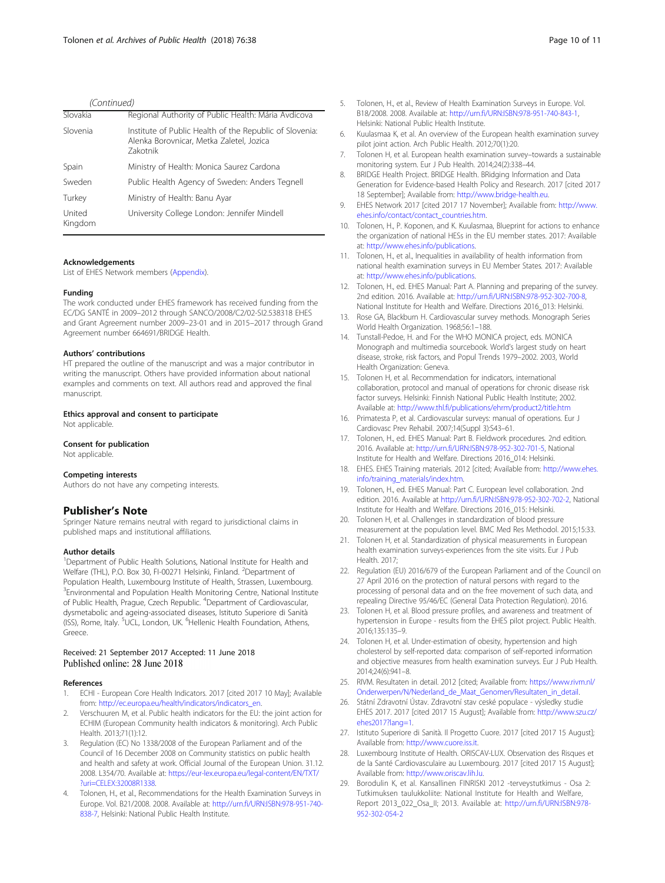(Continued)

| | |
|---|---|
| Slovakia | Regional Authority of Public Health: Mária Avdicova |
| Slovenia | Institute of Public Health of the Republic of Slovenia: Alenka Borovnicar, Metka Zaletel, Jozica Zakotnik |
| Spain | Ministry of Health: Monica Saurez Cardona |
| Sweden | Public Health Agency of Sweden: Anders Tegnell |
| Turkey | Ministry of Health: Banu Ayar |
| United Kingdom | University College London: Jennifer Mindell |

#### Acknowledgements

List of EHES Network members (Appendix).

#### Funding

The work conducted under EHES framework has received funding from the EC/DG SANTÉ in 2009–2012 through SANCO/2008/C2/02-SI2.538318 EHES and Grant Agreement number 2009–23-01 and in 2015–2017 through Grand Agreement number 664691/BRIDGE Health.

#### Authors' contributions

HT prepared the outline of the manuscript and was a major contributor in writing the manuscript. Others have provided information about national examples and comments on text. All authors read and approved the final manuscript.

#### Ethics approval and consent to participate

Not applicable.

#### Consent for publication

Not applicable.

#### Competing interests

Authors do not have any competing interests.

## Publisher's Note

Springer Nature remains neutral with regard to jurisdictional claims in published maps and institutional affiliations.

#### Author details

[1]Department of Public Health Solutions, National Institute for Health and Welfare (THL), P.O. Box 30, FI-00271 Helsinki, Finland. [2]Department of Population Health, Luxembourg Institute of Health, Strassen, Luxembourg. [3]Environmental and Population Health Monitoring Centre, National Institute of Public Health, Prague, Czech Republic. [4]Department of Cardiovascular, dysmetabolic and ageing-associated diseases, Istituto Superiore di Sanità (ISS), Rome, Italy. [5]UCL, London, UK. [6]Hellenic Health Foundation, Athens, Greece.

Received: 21 September 2017 Accepted: 11 June 2018
Published online: 28 June 2018

#### References

1. ECHI - European Core Health Indicators. 2017 [cited 2017 10 May]; Available from: http://ec.europa.eu/health/indicators/indicators_en.
2. Verschuuren M, et al. Public health indicators for the EU: the joint action for ECHIM (European Community health indicators & monitoring). Arch Public Health. 2013;71(1):12.
3. Regulation (EC) No 1338/2008 of the European Parliament and of the Council of 16 December 2008 on Community statistics on public health and health and safety at work. Official Journal of the European Union. 31.12. 2008. L354/70. Available at: https://eur-lex.europa.eu/legal-content/EN/TXT/?uri=CELEX:32008R1338.
4. Tolonen, H., et al., Recommendations for the Health Examination Surveys in Europe. Vol. B21/2008. 2008. Available at: http://urn.fi/URN:ISBN:978-951-740-838-7, Helsinki: National Public Health Institute.
5. Tolonen, H., et al., Review of Health Examination Surveys in Europe. Vol. B18/2008. 2008. Available at: http://urn.fi/URN:ISBN:978-951-740-843-1, Helsinki: National Public Health Institute.
6. Kuulasmaa K, et al. An overview of the European health examination survey pilot joint action. Arch Public Health. 2012;70(1):20.
7. Tolonen H, et al. European health examination survey–towards a sustainable monitoring system. Eur J Pub Health. 2014;24(2):338–44.
8. BRIDGE Health Project. BRIDGE Health. BRidging Information and Data Generation for Evidence-based Health Policy and Research. 2017 [cited 2017 18 September]; Available from: http://www.bridge-health.eu.
9. EHES Network 2017 [cited 2017 17 November]; Available from: http://www.ehes.info/contact/contact_countries.htm.
10. Tolonen, H., P. Koponen, and K. Kuulasmaa, Blueprint for actions to enhance the organization of national HESs in the EU member states. 2017: Available at: http://www.ehes.info/publications.
11. Tolonen, H., et al., Inequalities in availability of health information from national health examination surveys in EU Member States. 2017: Available at: http://www.ehes.info/publications.
12. Tolonen, H., ed. EHES Manual: Part A. Planning and preparing of the survey. 2nd edition. 2016. Available at: http://urn.fi/URN:ISBN:978-952-302-700-8, National Institute for Health and Welfare. Directions 2016_013: Helsinki.
13. Rose GA, Blackburn H. Cardiovascular survey methods. Monograph Series World Health Organization. 1968;56:1–188.
14. Tunstall-Pedoe, H. and For the WHO MONICA project, eds. MONICA Monograph and multimedia sourcebook. World's largest study on heart disease, stroke, risk factors, and Popul Trends 1979–2002. 2003, World Health Organization: Geneva.
15. Tolonen H, et al. Recommendation for indicators, international collaboration, protocol and manual of operations for chronic disease risk factor surveys. Helsinki: Finnish National Public Health Institute; 2002. Available at: http://www.thl.fi/publications/ehrm/product2/title.htm
16. Primatesta P, et al. Cardiovascular surveys: manual of operations. Eur J Cardiovasc Prev Rehabil. 2007;14(Suppl 3):S43–61.
17. Tolonen, H., ed. EHES Manual: Part B. Fieldwork procedures. 2nd edition. 2016. Available at: http://urn.fi/URN:ISBN:978-952-302-701-5, National Institute for Health and Welfare. Directions 2016_014: Helsinki.
18. EHES. EHES Training materials. 2012 [cited; Available from: http://www.ehes.info/training_materials/index.htm.
19. Tolonen, H., ed. EHES Manual: Part C. European level collaboration. 2nd edition. 2016. Available at http://urn.fi/URN:ISBN:978-952-302-702-2, National Institute for Health and Welfare. Directions 2016_015: Helsinki.
20. Tolonen H, et al. Challenges in standardization of blood pressure measurement at the population level. BMC Med Res Methodol. 2015;15:33.
21. Tolonen H, et al. Standardization of physical measurements in European health examination surveys-experiences from the site visits. Eur J Pub Health. 2017;
22. Regulation (EU) 2016/679 of the European Parliament and of the Council on 27 April 2016 on the protection of natural persons with regard to the processing of personal data and on the free movement of such data, and repealing Directive 95/46/EC (General Data Protection Regulation). 2016.
23. Tolonen H, et al. Blood pressure profiles, and awareness and treatment of hypertension in Europe - results from the EHES pilot project. Public Health. 2016;135:135–9.
24. Tolonen H, et al. Under-estimation of obesity, hypertension and high cholesterol by self-reported data: comparison of self-reported information and objective measures from health examination surveys. Eur J Pub Health. 2014;24(6):941–8.
25. RIVM. Resultaten in detail. 2012 [cited; Available from: https://www.rivm.nl/Onderwerpen/N/Nederland_de_Maat_Genomen/Resultaten_in_detail.
26. Státní Zdravotní Ústav. Zdravotní stav české populace - výsledky studie EHES 2017. 2017 [cited 2017 15 August]; Available from: http://www.szu.cz/ehes2017?lang=1.
27. Istituto Superiore di Sanità. Il Progetto Cuore. 2017 [cited 2017 15 August]; Available from: http://www.cuore.iss.it.
28. Luxembourg Institute of Health. ORISCAV-LUX. Observation des Risques et de la Santé Cardiovasculaire au Luxembourg. 2017 [cited 2017 15 August]; Available from: http://www.oriscav.lih.lu.
29. Borodulin K, et al. Kansallinen FINRISKI 2012 -terveystutkimus - Osa 2: Tutkimuksen taulukkoliite: National Institute for Health and Welfare, Report 2013_022_Osa_II; 2013. Available at: http://urn.fi/URN:ISBN:978-952-302-054-2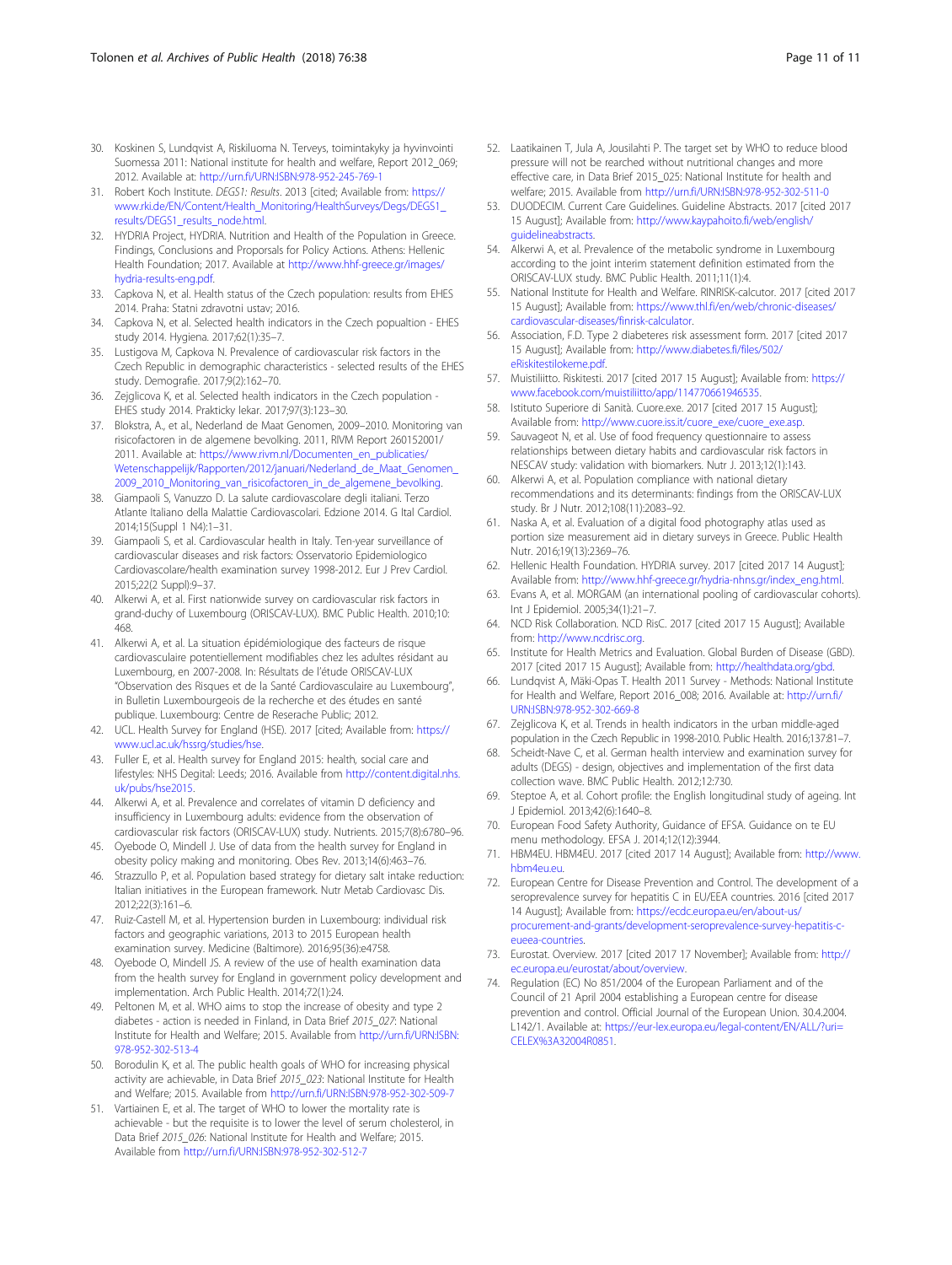30. Koskinen S, Lundqvist A, Riskiluoma N. Terveys, toimintakyky ja hyvinvointi Suomessa 2011: National institute for health and welfare, Report 2012_069; 2012. Available at: http://urn.fi/URN:ISBN:978-952-245-769-1
31. Robert Koch Institute. *DEGS1: Results*. 2013 [cited; Available from: https://www.rki.de/EN/Content/Health_Monitoring/HealthSurveys/Degs/DEGS1_results/DEGS1_results_node.html.
32. HYDRIA Project, HYDRIA. Nutrition and Health of the Population in Greece. Findings, Conclusions and Proporsals for Policy Actions. Athens: Hellenic Health Foundation; 2017. Available at http://www.hhf-greece.gr/images/hydria-results-eng.pdf.
33. Capkova N, et al. Health status of the Czech population: results from EHES 2014. Praha: Statni zdravotni ustav; 2016.
34. Capkova N, et al. Selected health indicators in the Czech popualtion - EHES study 2014. Hygiena. 2017;62(1):35–7.
35. Lustigova M, Capkova N. Prevalence of cardiovascular risk factors in the Czech Republic in demographic characteristics - selected results of the EHES study. Demografie. 2017;9(2):162–70.
36. Zejglicova K, et al. Selected health indicators in the Czech population - EHES study 2014. Prakticky lekar. 2017;97(3):123–30.
37. Blokstra, A., et al., Nederland de Maat Genomen, 2009–2010. Monitoring van risicofactoren in de algemene bevolking. 2011, RIVM Report 260152001/2011. Available at: https://www.rivm.nl/Documenten_en_publicaties/Wetenschappelijk/Rapporten/2012/januari/Nederland_de_Maat_Genomen_2009_2010_Monitoring_van_risicofactoren_in_de_algemene_bevolking.
38. Giampaoli S, Vanuzzo D. La salute cardiovascolare degli italiani. Terzo Atlante Italiano della Malattie Cardiovascolari. Edzione 2014. G Ital Cardiol. 2014;15(Suppl 1 N4):1–31.
39. Giampaoli S, et al. Cardiovascular health in Italy. Ten-year surveillance of cardiovascular diseases and risk factors: Osservatorio Epidemiologico Cardiovascolare/health examination survey 1998-2012. Eur J Prev Cardiol. 2015;22(2 Suppl):9–37.
40. Alkerwi A, et al. First nationwide survey on cardiovascular risk factors in grand-duchy of Luxembourg (ORISCAV-LUX). BMC Public Health. 2010;10:468.
41. Alkerwi A, et al. La situation épidémiologique des facteurs de risque cardiovasculaire potentiellement modifiables chez les adultes résidant au Luxembourg, en 2007-2008. In: Résultats de l'étude ORISCAV-LUX "Observation des Risques et de la Santé Cardiovasculaire au Luxembourg", in Bulletin Luxembourgeois de la recherche et des études en santé publique. Luxembourg: Centre de Reserache Public; 2012.
42. UCL. Health Survey for England (HSE). 2017 [cited; Available from: https://www.ucl.ac.uk/hssrg/studies/hse.
43. Fuller E, et al. Health survey for England 2015: health, social care and lifestyles: NHS Degital: Leeds; 2016. Available from http://content.digital.nhs.uk/pubs/hse2015.
44. Alkerwi A, et al. Prevalence and correlates of vitamin D deficiency and insufficiency in Luxembourg adults: evidence from the observation of cardiovascular risk factors (ORISCAV-LUX) study. Nutrients. 2015;7(8):6780–96.
45. Oyebode O, Mindell J. Use of data from the health survey for England in obesity policy making and monitoring. Obes Rev. 2013;14(6):463–76.
46. Strazzullo P, et al. Population based strategy for dietary salt intake reduction: Italian initiatives in the European framework. Nutr Metab Cardiovasc Dis. 2012;22(3):161–6.
47. Ruiz-Castell M, et al. Hypertension burden in Luxembourg: individual risk factors and geographic variations, 2013 to 2015 European health examination survey. Medicine (Baltimore). 2016;95(36):e4758.
48. Oyebode O, Mindell JS. A review of the use of health examination data from the health survey for England in government policy development and implementation. Arch Public Health. 2014;72(1):24.
49. Peltonen M, et al. WHO aims to stop the increase of obesity and type 2 diabetes - action is needed in Finland, in Data Brief *2015_027*: National Institute for Health and Welfare; 2015. Available from http://urn.fi/URN:ISBN:978-952-302-513-4
50. Borodulin K, et al. The public health goals of WHO for increasing physical activity are achievable, in Data Brief *2015_023*: National Institute for Health and Welfare; 2015. Available from http://urn.fi/URN:ISBN:978-952-302-509-7
51. Vartiainen E, et al. The target of WHO to lower the mortality rate is achievable - but the requisite is to lower the level of serum cholesterol, in Data Brief *2015_026*: National Institute for Health and Welfare; 2015. Available from http://urn.fi/URN:ISBN:978-952-302-512-7
52. Laatikainen T, Jula A, Jousilahti P. The target set by WHO to reduce blood pressure will not be rearched without nutritional changes and more effective care, in Data Brief 2015_025: National Institute for health and welfare; 2015. Available from http://urn.fi/URN:ISBN:978-952-302-511-0
53. DUODECIM. Current Care Guidelines. Guideline Abstracts. 2017 [cited 2017 15 August]; Available from: http://www.kaypahoito.fi/web/english/guidelineabstracts.
54. Alkerwi A, et al. Prevalence of the metabolic syndrome in Luxembourg according to the joint interim statement definition estimated from the ORISCAV-LUX study. BMC Public Health. 2011;11(1):4.
55. National Institute for Health and Welfare. RINRISK-calcutor. 2017 [cited 2017 15 August]; Available from: https://www.thl.fi/en/web/chronic-diseases/cardiovascular-diseases/finrisk-calculator.
56. Association, F.D. Type 2 diabeteres risk assessment form. 2017 [cited 2017 15 August]; Available from: http://www.diabetes.fi/files/502/eRiskitestilokeme.pdf.
57. Muistiliitto. Riskitesti. 2017 [cited 2017 15 August]; Available from: https://www.facebook.com/muistiliitto/app/114770661946535.
58. Istituto Superiore di Sanità. Cuore.exe. 2017 [cited 2017 15 August]; Available from: http://www.cuore.iss.it/cuore_exe/cuore_exe.asp.
59. Sauvageot N, et al. Use of food frequency questionnaire to assess relationships between dietary habits and cardiovascular risk factors in NESCAV study: validation with biomarkers. Nutr J. 2013;12(1):143.
60. Alkerwi A, et al. Population compliance with national dietary recommendations and its determinants: findings from the ORISCAV-LUX study. Br J Nutr. 2012;108(11):2083–92.
61. Naska A, et al. Evaluation of a digital food photography atlas used as portion size measurement aid in dietary surveys in Greece. Public Health Nutr. 2016;19(13):2369–76.
62. Hellenic Health Foundation. HYDRIA survey. 2017 [cited 2017 14 August]; Available from: http://www.hhf-greece.gr/hydria-nhns.gr/index_eng.html.
63. Evans A, et al. MORGAM (an international pooling of cardiovascular cohorts). Int J Epidemiol. 2005;34(1):21–7.
64. NCD Risk Collaboration. NCD RisC. 2017 [cited 2017 15 August]; Available from: http://www.ncdrisc.org.
65. Institute for Health Metrics and Evaluation. Global Burden of Disease (GBD). 2017 [cited 2017 15 August]; Available from: http://healthdata.org/gbd.
66. Lundqvist A, Mäki-Opas T. Health 2011 Survey - Methods: National Institute for Health and Welfare, Report 2016_008; 2016. Available at: http://urn.fi/URN:ISBN:978-952-302-669-8
67. Zejglicova K, et al. Trends in health indicators in the urban middle-aged population in the Czech Republic in 1998-2010. Public Health. 2016;137:81–7.
68. Scheidt-Nave C, et al. German health interview and examination survey for adults (DEGS) - design, objectives and implementation of the first data collection wave. BMC Public Health. 2012;12:730.
69. Steptoe A, et al. Cohort profile: the English longitudinal study of ageing. Int J Epidemiol. 2013;42(6):1640–8.
70. European Food Safety Authority, Guidance of EFSA. Guidance on te EU menu methodology. EFSA J. 2014;12(12):3944.
71. HBM4EU. HBM4EU. 2017 [cited 2017 14 August]; Available from: http://www.hbm4eu.eu.
72. European Centre for Disease Prevention and Control. The development of a seroprevalence survey for hepatitis C in EU/EEA countries. 2016 [cited 2017 14 August]; Available from: https://ecdc.europa.eu/en/about-us/procurement-and-grants/development-seroprevalence-survey-hepatitis-c-eueea-countries.
73. Eurostat. Overview. 2017 [cited 2017 17 November]; Available from: http://ec.europa.eu/eurostat/about/overview.
74. Regulation (EC) No 851/2004 of the European Parliament and of the Council of 21 April 2004 establishing a European centre for disease prevention and control. Official Journal of the European Union. 30.4.2004. L142/1. Available at: https://eur-lex.europa.eu/legal-content/EN/ALL/?uri=CELEX%3A32004R0851.